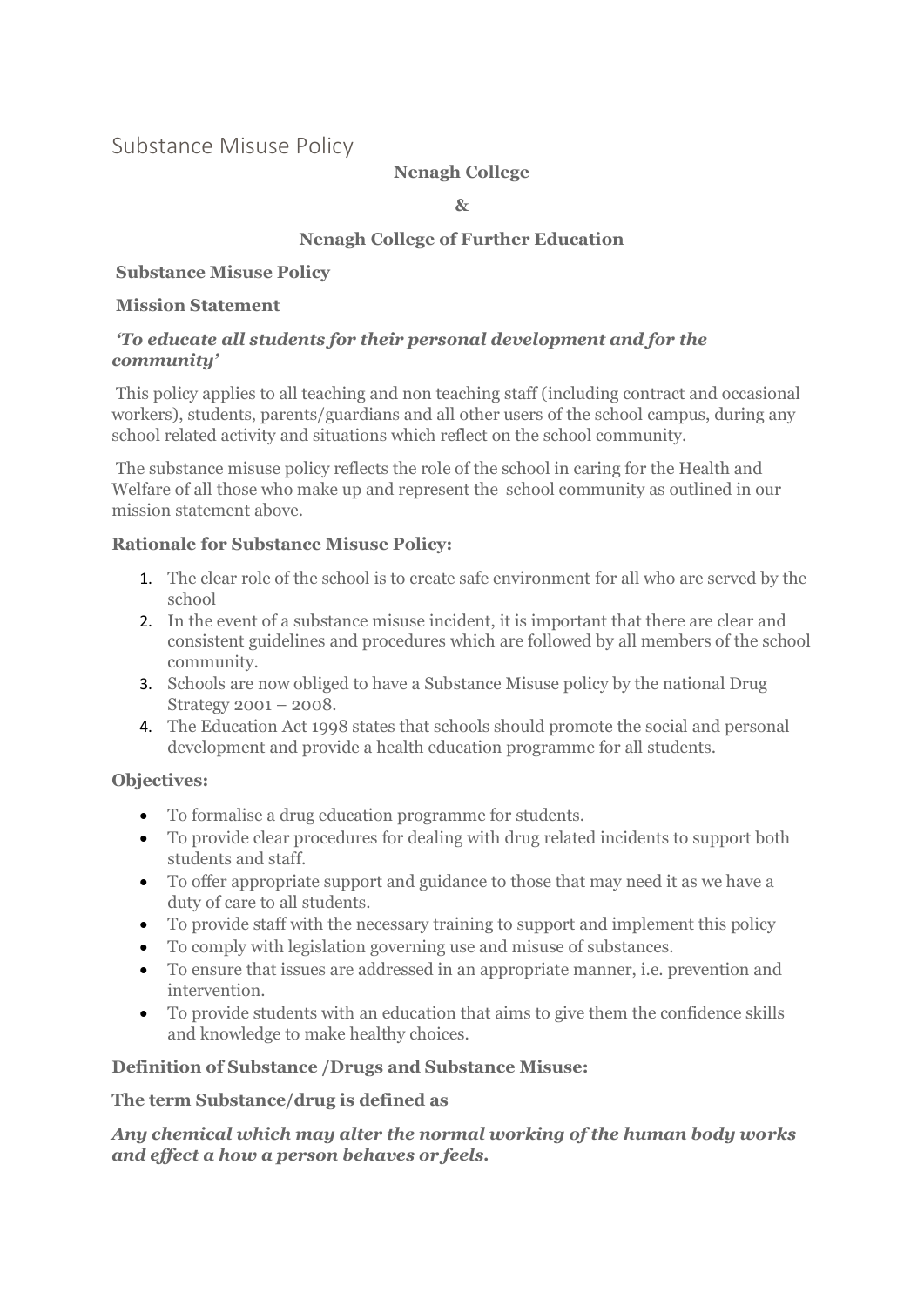# Substance Misuse Policy

**Nenagh College**

**&**

**Nenagh College of Further Education**

**Substance Misuse Policy**

**Mission Statement**

***'To educate all students for their personal development and for the community'***

This policy applies to all teaching and non teaching staff (including contract and occasional workers), students, parents/guardians and all other users of the school campus, during any school related activity and situations which reflect on the school community.

The substance misuse policy reflects the role of the school in caring for the Health and Welfare of all those who make up and represent the school community as outlined in our mission statement above.

**Rationale for Substance Misuse Policy:**

1. The clear role of the school is to create safe environment for all who are served by the school
2. In the event of a substance misuse incident, it is important that there are clear and consistent guidelines and procedures which are followed by all members of the school community.
3. Schools are now obliged to have a Substance Misuse policy by the national Drug Strategy 2001 – 2008.
4. The Education Act 1998 states that schools should promote the social and personal development and provide a health education programme for all students.

**Objectives:**

- To formalise a drug education programme for students.
- To provide clear procedures for dealing with drug related incidents to support both students and staff.
- To offer appropriate support and guidance to those that may need it as we have a duty of care to all students.
- To provide staff with the necessary training to support and implement this policy
- To comply with legislation governing use and misuse of substances.
- To ensure that issues are addressed in an appropriate manner, i.e. prevention and intervention.
- To provide students with an education that aims to give them the confidence skills and knowledge to make healthy choices.

**Definition of Substance /Drugs and Substance Misuse:**

**The term Substance/drug is defined as**

***Any chemical which may alter the normal working of the human body works and effect a how a person behaves or feels.***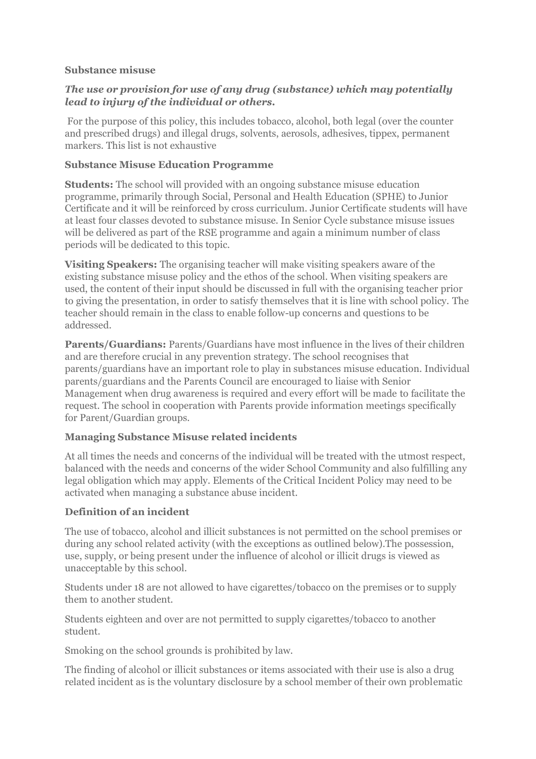**Substance misuse**

***The use or provision for use of any drug (substance) which may potentially lead to injury of the individual or others.***

For the purpose of this policy, this includes tobacco, alcohol, both legal (over the counter and prescribed drugs) and illegal drugs, solvents, aerosols, adhesives, tippex, permanent markers. This list is not exhaustive

**Substance Misuse Education Programme**

**Students:** The school will provided with an ongoing substance misuse education programme, primarily through Social, Personal and Health Education (SPHE) to Junior Certificate and it will be reinforced by cross curriculum. Junior Certificate students will have at least four classes devoted to substance misuse. In Senior Cycle substance misuse issues will be delivered as part of the RSE programme and again a minimum number of class periods will be dedicated to this topic.

**Visiting Speakers:** The organising teacher will make visiting speakers aware of the existing substance misuse policy and the ethos of the school. When visiting speakers are used, the content of their input should be discussed in full with the organising teacher prior to giving the presentation, in order to satisfy themselves that it is line with school policy. The teacher should remain in the class to enable follow-up concerns and questions to be addressed.

**Parents/Guardians:** Parents/Guardians have most influence in the lives of their children and are therefore crucial in any prevention strategy. The school recognises that parents/guardians have an important role to play in substances misuse education. Individual parents/guardians and the Parents Council are encouraged to liaise with Senior Management when drug awareness is required and every effort will be made to facilitate the request. The school in cooperation with Parents provide information meetings specifically for Parent/Guardian groups.

**Managing Substance Misuse related incidents**

At all times the needs and concerns of the individual will be treated with the utmost respect, balanced with the needs and concerns of the wider School Community and also fulfilling any legal obligation which may apply. Elements of the Critical Incident Policy may need to be activated when managing a substance abuse incident.

**Definition of an incident**

The use of tobacco, alcohol and illicit substances is not permitted on the school premises or during any school related activity (with the exceptions as outlined below).The possession, use, supply, or being present under the influence of alcohol or illicit drugs is viewed as unacceptable by this school.

Students under 18 are not allowed to have cigarettes/tobacco on the premises or to supply them to another student.

Students eighteen and over are not permitted to supply cigarettes/tobacco to another student.

Smoking on the school grounds is prohibited by law.

The finding of alcohol or illicit substances or items associated with their use is also a drug related incident as is the voluntary disclosure by a school member of their own problematic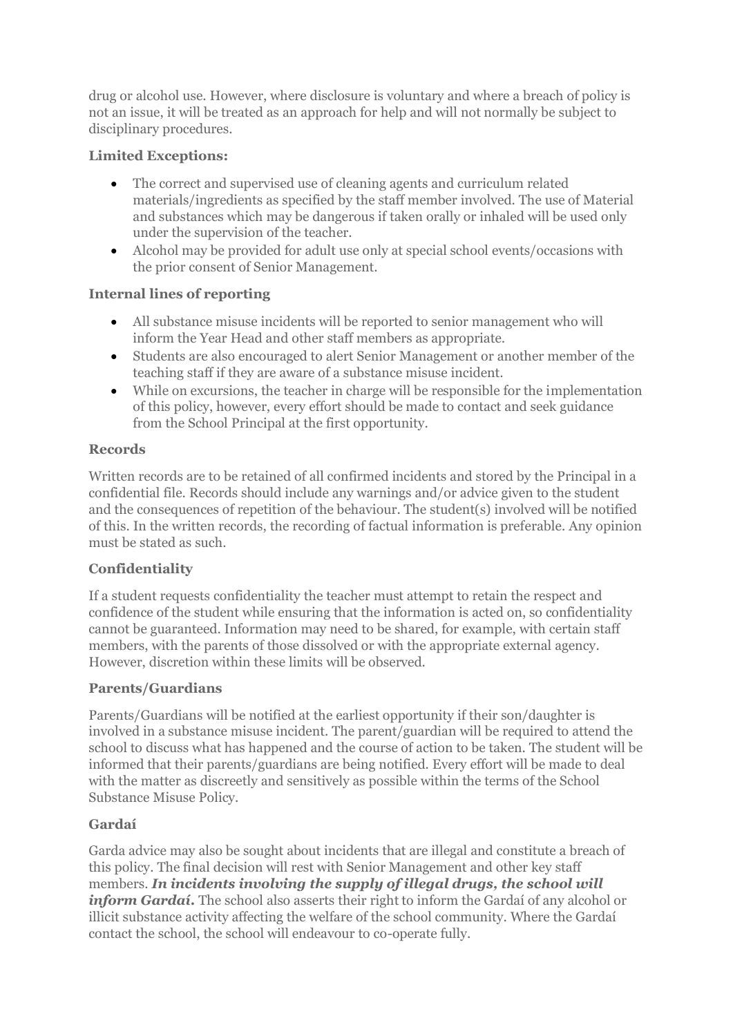drug or alcohol use. However, where disclosure is voluntary and where a breach of policy is not an issue, it will be treated as an approach for help and will not normally be subject to disciplinary procedures.

### Limited Exceptions:

- The correct and supervised use of cleaning agents and curriculum related materials/ingredients as specified by the staff member involved. The use of Material and substances which may be dangerous if taken orally or inhaled will be used only under the supervision of the teacher.
- Alcohol may be provided for adult use only at special school events/occasions with the prior consent of Senior Management.

### Internal lines of reporting

- All substance misuse incidents will be reported to senior management who will inform the Year Head and other staff members as appropriate.
- Students are also encouraged to alert Senior Management or another member of the teaching staff if they are aware of a substance misuse incident.
- While on excursions, the teacher in charge will be responsible for the implementation of this policy, however, every effort should be made to contact and seek guidance from the School Principal at the first opportunity.

### Records

Written records are to be retained of all confirmed incidents and stored by the Principal in a confidential file. Records should include any warnings and/or advice given to the student and the consequences of repetition of the behaviour. The student(s) involved will be notified of this. In the written records, the recording of factual information is preferable. Any opinion must be stated as such.

### Confidentiality

If a student requests confidentiality the teacher must attempt to retain the respect and confidence of the student while ensuring that the information is acted on, so confidentiality cannot be guaranteed. Information may need to be shared, for example, with certain staff members, with the parents of those dissolved or with the appropriate external agency. However, discretion within these limits will be observed.

### Parents/Guardians

Parents/Guardians will be notified at the earliest opportunity if their son/daughter is involved in a substance misuse incident. The parent/guardian will be required to attend the school to discuss what has happened and the course of action to be taken. The student will be informed that their parents/guardians are being notified. Every effort will be made to deal with the matter as discreetly and sensitively as possible within the terms of the School Substance Misuse Policy.

### Gardaí

Garda advice may also be sought about incidents that are illegal and constitute a breach of this policy. The final decision will rest with Senior Management and other key staff members. ***In incidents involving the supply of illegal drugs, the school will inform Gardaí.*** The school also asserts their right to inform the Gardaí of any alcohol or illicit substance activity affecting the welfare of the school community. Where the Gardaí contact the school, the school will endeavour to co-operate fully.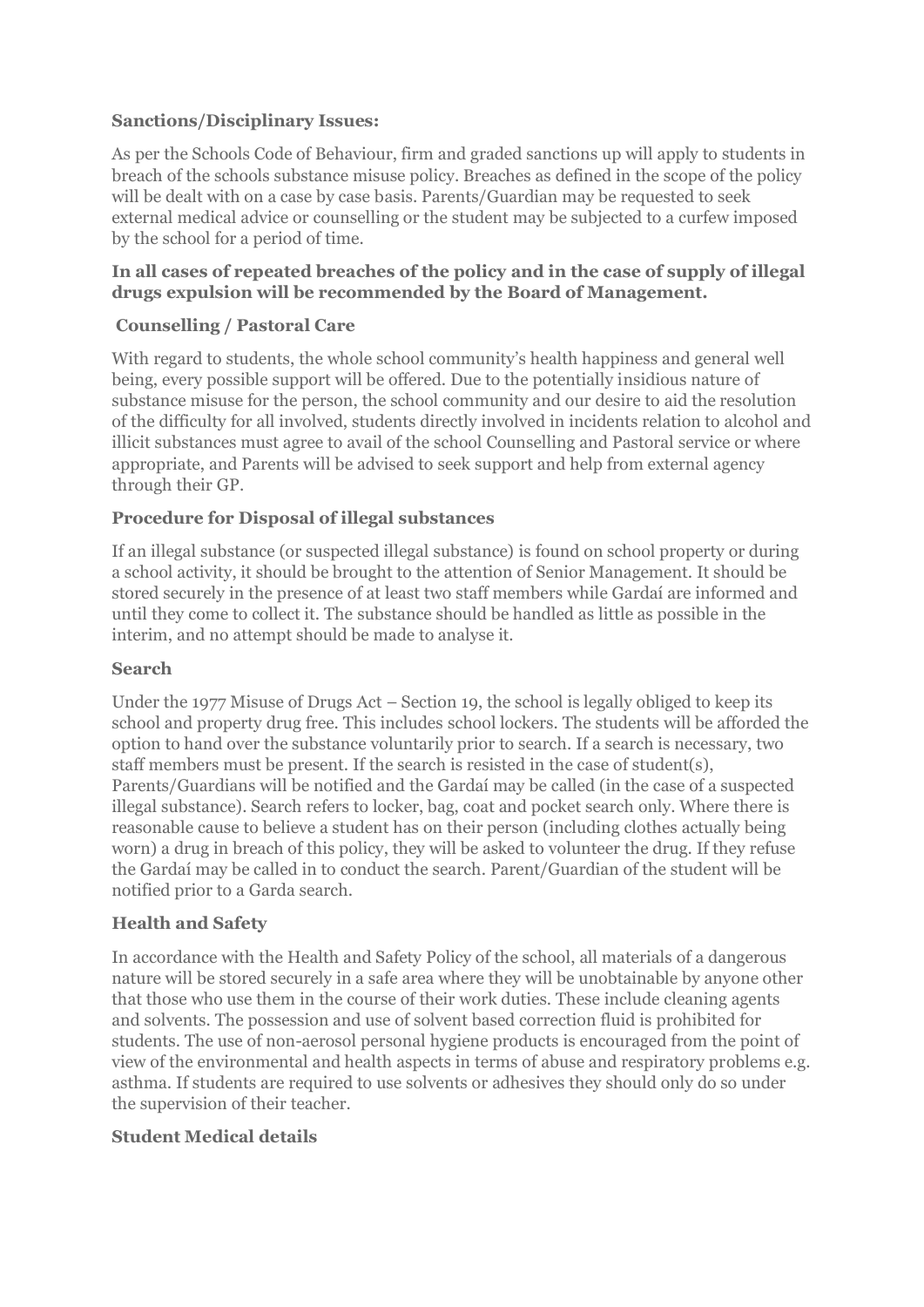**Sanctions/Disciplinary Issues:**

As per the Schools Code of Behaviour, firm and graded sanctions up will apply to students in breach of the schools substance misuse policy. Breaches as defined in the scope of the policy will be dealt with on a case by case basis. Parents/Guardian may be requested to seek external medical advice or counselling or the student may be subjected to a curfew imposed by the school for a period of time.

**In all cases of repeated breaches of the policy and in the case of supply of illegal drugs expulsion will be recommended by the Board of Management.**

**Counselling / Pastoral Care**

With regard to students, the whole school community's health happiness and general well being, every possible support will be offered. Due to the potentially insidious nature of substance misuse for the person, the school community and our desire to aid the resolution of the difficulty for all involved, students directly involved in incidents relation to alcohol and illicit substances must agree to avail of the school Counselling and Pastoral service or where appropriate, and Parents will be advised to seek support and help from external agency through their GP.

**Procedure for Disposal of illegal substances**

If an illegal substance (or suspected illegal substance) is found on school property or during a school activity, it should be brought to the attention of Senior Management. It should be stored securely in the presence of at least two staff members while Gardaí are informed and until they come to collect it. The substance should be handled as little as possible in the interim, and no attempt should be made to analyse it.

**Search**

Under the 1977 Misuse of Drugs Act – Section 19, the school is legally obliged to keep its school and property drug free. This includes school lockers. The students will be afforded the option to hand over the substance voluntarily prior to search. If a search is necessary, two staff members must be present. If the search is resisted in the case of student(s), Parents/Guardians will be notified and the Gardaí may be called (in the case of a suspected illegal substance). Search refers to locker, bag, coat and pocket search only. Where there is reasonable cause to believe a student has on their person (including clothes actually being worn) a drug in breach of this policy, they will be asked to volunteer the drug. If they refuse the Gardaí may be called in to conduct the search. Parent/Guardian of the student will be notified prior to a Garda search.

**Health and Safety**

In accordance with the Health and Safety Policy of the school, all materials of a dangerous nature will be stored securely in a safe area where they will be unobtainable by anyone other that those who use them in the course of their work duties. These include cleaning agents and solvents. The possession and use of solvent based correction fluid is prohibited for students. The use of non-aerosol personal hygiene products is encouraged from the point of view of the environmental and health aspects in terms of abuse and respiratory problems e.g. asthma. If students are required to use solvents or adhesives they should only do so under the supervision of their teacher.

**Student Medical details**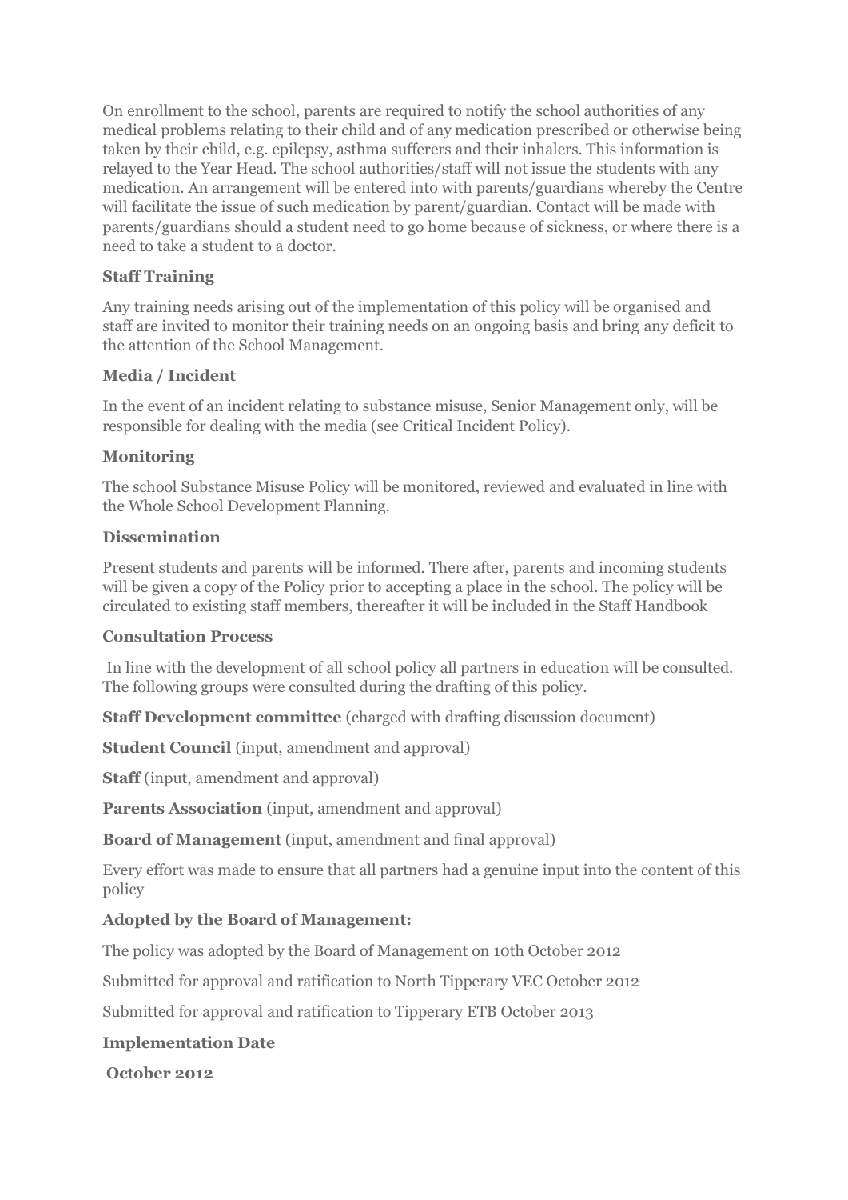On enrollment to the school, parents are required to notify the school authorities of any medical problems relating to their child and of any medication prescribed or otherwise being taken by their child, e.g. epilepsy, asthma sufferers and their inhalers. This information is relayed to the Year Head. The school authorities/staff will not issue the students with any medication. An arrangement will be entered into with parents/guardians whereby the Centre will facilitate the issue of such medication by parent/guardian. Contact will be made with parents/guardians should a student need to go home because of sickness, or where there is a need to take a student to a doctor.

### Staff Training

Any training needs arising out of the implementation of this policy will be organised and staff are invited to monitor their training needs on an ongoing basis and bring any deficit to the attention of the School Management.

### Media / Incident

In the event of an incident relating to substance misuse, Senior Management only, will be responsible for dealing with the media (see Critical Incident Policy).

### Monitoring

The school Substance Misuse Policy will be monitored, reviewed and evaluated in line with the Whole School Development Planning.

### Dissemination

Present students and parents will be informed. There after, parents and incoming students will be given a copy of the Policy prior to accepting a place in the school. The policy will be circulated to existing staff members, thereafter it will be included in the Staff Handbook

### Consultation Process

In line with the development of all school policy all partners in education will be consulted. The following groups were consulted during the drafting of this policy.

**Staff Development committee** (charged with drafting discussion document)

**Student Council** (input, amendment and approval)

**Staff** (input, amendment and approval)

**Parents Association** (input, amendment and approval)

**Board of Management** (input, amendment and final approval)

Every effort was made to ensure that all partners had a genuine input into the content of this policy

### Adopted by the Board of Management:

The policy was adopted by the Board of Management on 10th October 2012

Submitted for approval and ratification to North Tipperary VEC October 2012

Submitted for approval and ratification to Tipperary ETB October 2013

### Implementation Date

**October 2012**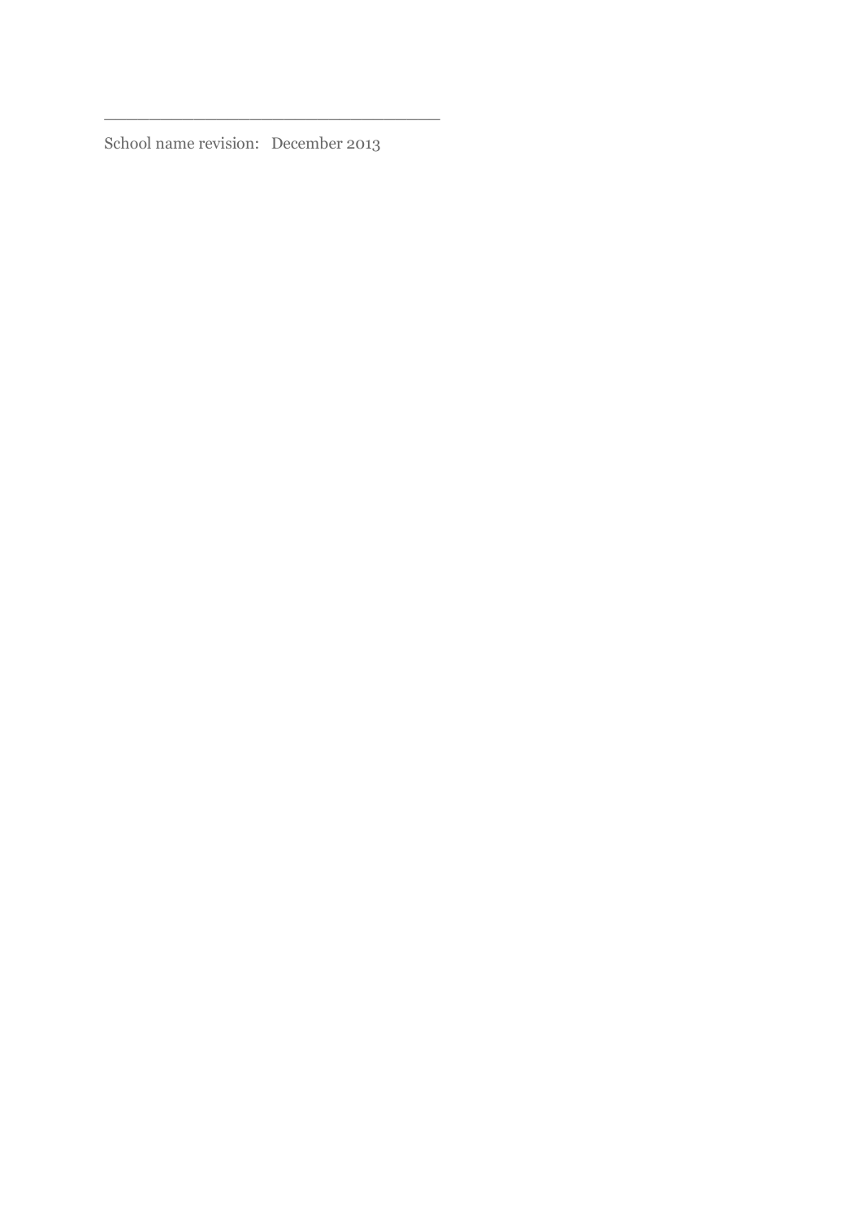___________________________________

School name revision:   December 2013